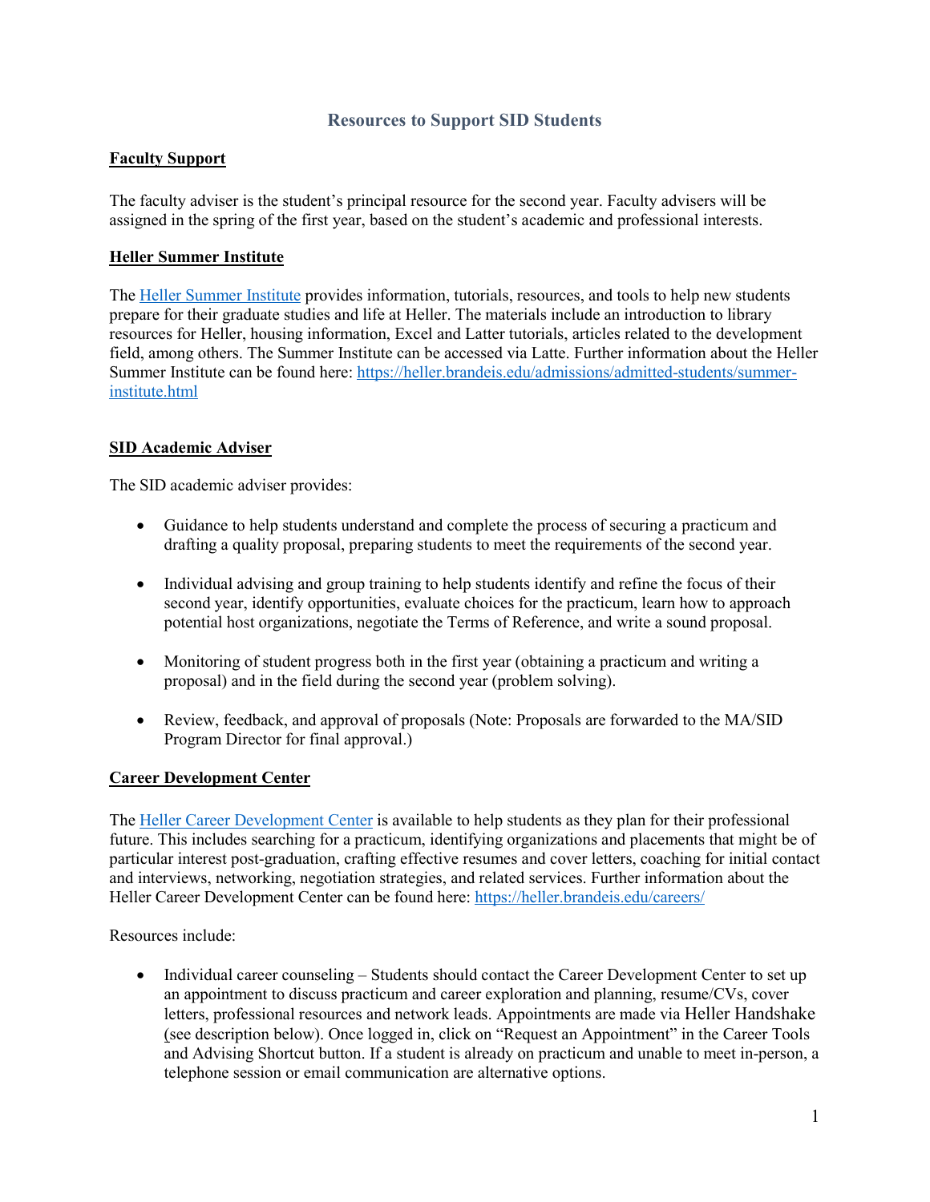# Resources to Support SID Students

## Faculty Support

The faculty adviser is the student's principal resource for the second year. Faculty advisers will be assigned in the spring of the first year, based on the student's academic and professional interests.

## Heller Summer Institute

The Heller Summer Institute provides information, tutorials, resources, and tools to help new students prepare for their graduate studies and life at Heller. The materials include an introduction to library resources for Heller, housing information, Excel and Latter tutorials, articles related to the development field, among others. The Summer Institute can be accessed via Latte. Further information about the Heller Summer Institute can be found here: https://heller.brandeis.edu/admissions/admitted-students/summer-institute.html

## SID Academic Adviser

The SID academic adviser provides:

- Guidance to help students understand and complete the process of securing a practicum and drafting a quality proposal, preparing students to meet the requirements of the second year.
- Individual advising and group training to help students identify and refine the focus of their second year, identify opportunities, evaluate choices for the practicum, learn how to approach potential host organizations, negotiate the Terms of Reference, and write a sound proposal.
- Monitoring of student progress both in the first year (obtaining a practicum and writing a proposal) and in the field during the second year (problem solving).
- Review, feedback, and approval of proposals (Note: Proposals are forwarded to the MA/SID Program Director for final approval.)

## Career Development Center

The Heller Career Development Center is available to help students as they plan for their professional future. This includes searching for a practicum, identifying organizations and placements that might be of particular interest post-graduation, crafting effective resumes and cover letters, coaching for initial contact and interviews, networking, negotiation strategies, and related services. Further information about the Heller Career Development Center can be found here: https://heller.brandeis.edu/careers/

Resources include:

- Individual career counseling – Students should contact the Career Development Center to set up an appointment to discuss practicum and career exploration and planning, resume/CVs, cover letters, professional resources and network leads. Appointments are made via Heller Handshake (see description below). Once logged in, click on "Request an Appointment" in the Career Tools and Advising Shortcut button. If a student is already on practicum and unable to meet in-person, a telephone session or email communication are alternative options.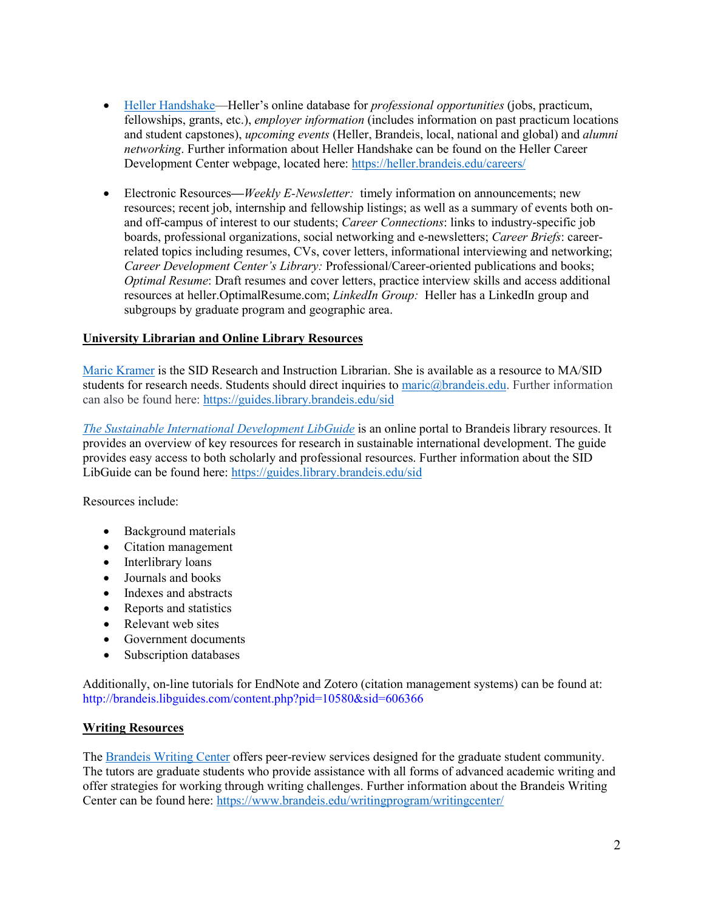- [Heller Handshake](#)—Heller's online database for *professional opportunities* (jobs, practicum, fellowships, grants, etc.), *employer information* (includes information on past practicum locations and student capstones), *upcoming events* (Heller, Brandeis, local, national and global) and *alumni networking*. Further information about Heller Handshake can be found on the Heller Career Development Center webpage, located here: https://heller.brandeis.edu/careers/

- Electronic Resources—*Weekly E-Newsletter:* timely information on announcements; new resources; recent job, internship and fellowship listings; as well as a summary of events both on- and off-campus of interest to our students; *Career Connections*: links to industry-specific job boards, professional organizations, social networking and e-newsletters; *Career Briefs*: career-related topics including resumes, CVs, cover letters, informational interviewing and networking; *Career Development Center's Library:* Professional/Career-oriented publications and books; *Optimal Resume*: Draft resumes and cover letters, practice interview skills and access additional resources at heller.OptimalResume.com; *LinkedIn Group:* Heller has a LinkedIn group and subgroups by graduate program and geographic area.

**University Librarian and Online Library Resources**

[Maric Kramer](#) is the SID Research and Instruction Librarian. She is available as a resource to MA/SID students for research needs. Students should direct inquiries to maric@brandeis.edu. Further information can also be found here: https://guides.library.brandeis.edu/sid

*[The Sustainable International Development LibGuide](#)* is an online portal to Brandeis library resources. It provides an overview of key resources for research in sustainable international development. The guide provides easy access to both scholarly and professional resources. Further information about the SID LibGuide can be found here: https://guides.library.brandeis.edu/sid

Resources include:

- Background materials
- Citation management
- Interlibrary loans
- Journals and books
- Indexes and abstracts
- Reports and statistics
- Relevant web sites
- Government documents
- Subscription databases

Additionally, on-line tutorials for EndNote and Zotero (citation management systems) can be found at: http://brandeis.libguides.com/content.php?pid=10580&sid=606366

**Writing Resources**

The [Brandeis Writing Center](#) offers peer-review services designed for the graduate student community. The tutors are graduate students who provide assistance with all forms of advanced academic writing and offer strategies for working through writing challenges. Further information about the Brandeis Writing Center can be found here: https://www.brandeis.edu/writingprogram/writingcenter/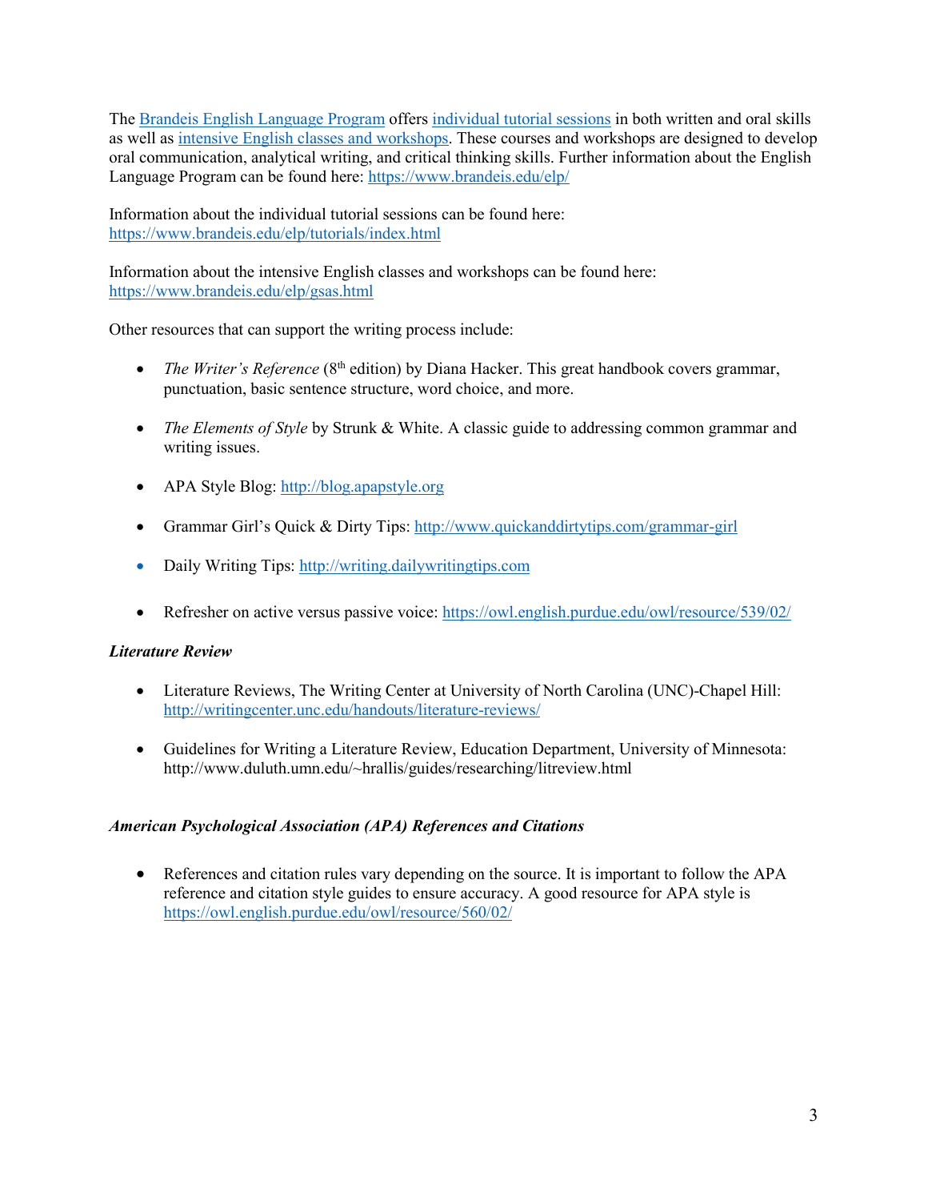The Brandeis English Language Program offers individual tutorial sessions in both written and oral skills as well as intensive English classes and workshops. These courses and workshops are designed to develop oral communication, analytical writing, and critical thinking skills. Further information about the English Language Program can be found here: https://www.brandeis.edu/elp/

Information about the individual tutorial sessions can be found here: https://www.brandeis.edu/elp/tutorials/index.html

Information about the intensive English classes and workshops can be found here: https://www.brandeis.edu/elp/gsas.html

Other resources that can support the writing process include:

- *The Writer's Reference* (8th edition) by Diana Hacker. This great handbook covers grammar, punctuation, basic sentence structure, word choice, and more.
- *The Elements of Style* by Strunk & White. A classic guide to addressing common grammar and writing issues.
- APA Style Blog: http://blog.apapstyle.org
- Grammar Girl's Quick & Dirty Tips: http://www.quickanddirtytips.com/grammar-girl
- Daily Writing Tips: http://writing.dailywritingtips.com
- Refresher on active versus passive voice: https://owl.english.purdue.edu/owl/resource/539/02/

***Literature Review***

- Literature Reviews, The Writing Center at University of North Carolina (UNC)-Chapel Hill: http://writingcenter.unc.edu/handouts/literature-reviews/
- Guidelines for Writing a Literature Review, Education Department, University of Minnesota: http://www.duluth.umn.edu/~hrallis/guides/researching/litreview.html

***American Psychological Association (APA) References and Citations***

- References and citation rules vary depending on the source. It is important to follow the APA reference and citation style guides to ensure accuracy. A good resource for APA style is https://owl.english.purdue.edu/owl/resource/560/02/